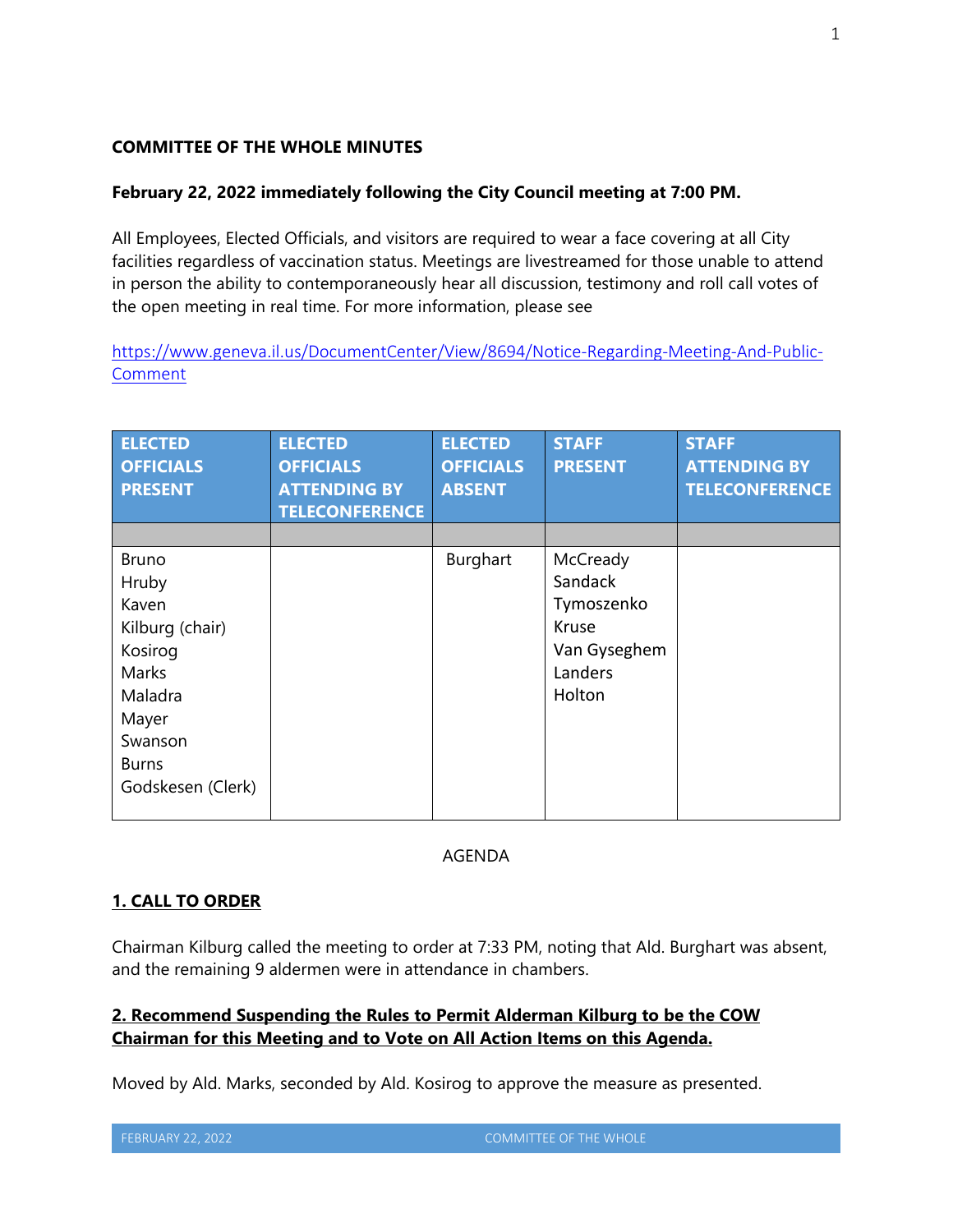**COMMITTEE OF THE WHOLE MINUTES**

**February 22, 2022 immediately following the City Council meeting at 7:00 PM.**

All Employees, Elected Officials, and visitors are required to wear a face covering at all City facilities regardless of vaccination status. Meetings are livestreamed for those unable to attend in person the ability to contemporaneously hear all discussion, testimony and roll call votes of the open meeting in real time. For more information, please see

https://www.geneva.il.us/DocumentCenter/View/8694/Notice-Regarding-Meeting-And-Public-Comment

| ELECTED OFFICIALS PRESENT | ELECTED OFFICIALS ATTENDING BY TELECONFERENCE | ELECTED OFFICIALS ABSENT | STAFF PRESENT | STAFF ATTENDING BY TELECONFERENCE |
|---|---|---|---|---|
| | | | | |
| Bruno<br>Hruby<br>Kaven<br>Kilburg (chair)<br>Kosirog<br>Marks<br>Maladra<br>Mayer<br>Swanson<br>Burns<br>Godskesen (Clerk) | | Burghart | McCready<br>Sandack<br>Tymoszenko<br>Kruse<br>Van Gyseghem<br>Landers<br>Holton | |

AGENDA

**1. CALL TO ORDER**

Chairman Kilburg called the meeting to order at 7:33 PM, noting that Ald. Burghart was absent, and the remaining 9 aldermen were in attendance in chambers.

**2. Recommend Suspending the Rules to Permit Alderman Kilburg to be the COW Chairman for this Meeting and to Vote on All Action Items on this Agenda.**

Moved by Ald. Marks, seconded by Ald. Kosirog to approve the measure as presented.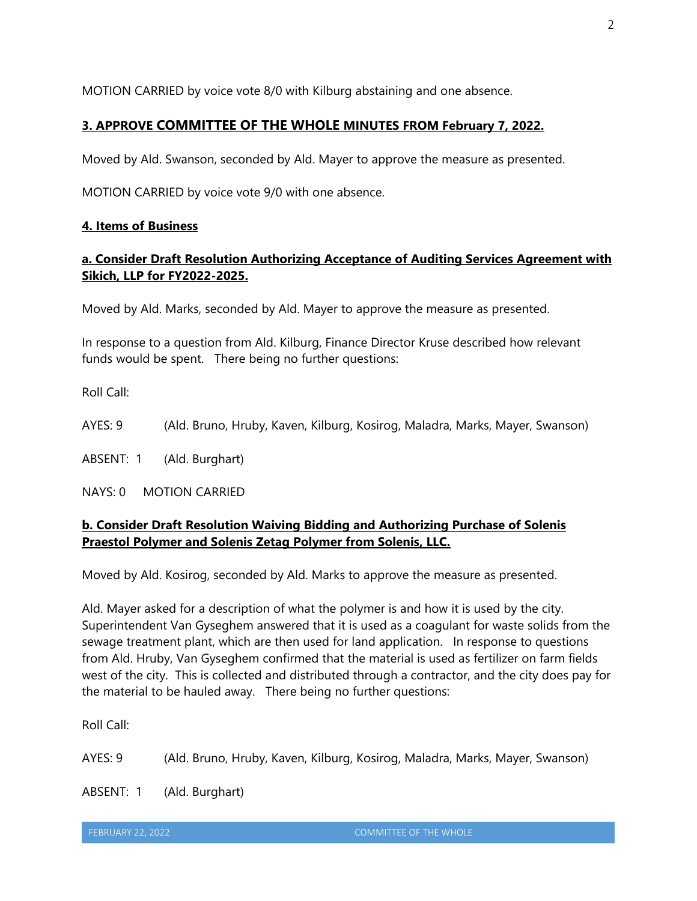MOTION CARRIED by voice vote 8/0 with Kilburg abstaining and one absence.

## 3. APPROVE COMMITTEE OF THE WHOLE MINUTES FROM February 7, 2022.

Moved by Ald. Swanson, seconded by Ald. Mayer to approve the measure as presented.

MOTION CARRIED by voice vote 9/0 with one absence.

## 4. Items of Business

### a. Consider Draft Resolution Authorizing Acceptance of Auditing Services Agreement with Sikich, LLP for FY2022-2025.

Moved by Ald. Marks, seconded by Ald. Mayer to approve the measure as presented.

In response to a question from Ald. Kilburg, Finance Director Kruse described how relevant funds would be spent. There being no further questions:

Roll Call:

AYES: 9 (Ald. Bruno, Hruby, Kaven, Kilburg, Kosirog, Maladra, Marks, Mayer, Swanson)

ABSENT: 1 (Ald. Burghart)

NAYS: 0 MOTION CARRIED

### b. Consider Draft Resolution Waiving Bidding and Authorizing Purchase of Solenis Praestol Polymer and Solenis Zetag Polymer from Solenis, LLC.

Moved by Ald. Kosirog, seconded by Ald. Marks to approve the measure as presented.

Ald. Mayer asked for a description of what the polymer is and how it is used by the city. Superintendent Van Gyseghem answered that it is used as a coagulant for waste solids from the sewage treatment plant, which are then used for land application. In response to questions from Ald. Hruby, Van Gyseghem confirmed that the material is used as fertilizer on farm fields west of the city. This is collected and distributed through a contractor, and the city does pay for the material to be hauled away. There being no further questions:

Roll Call:

AYES: 9 (Ald. Bruno, Hruby, Kaven, Kilburg, Kosirog, Maladra, Marks, Mayer, Swanson)

ABSENT: 1 (Ald. Burghart)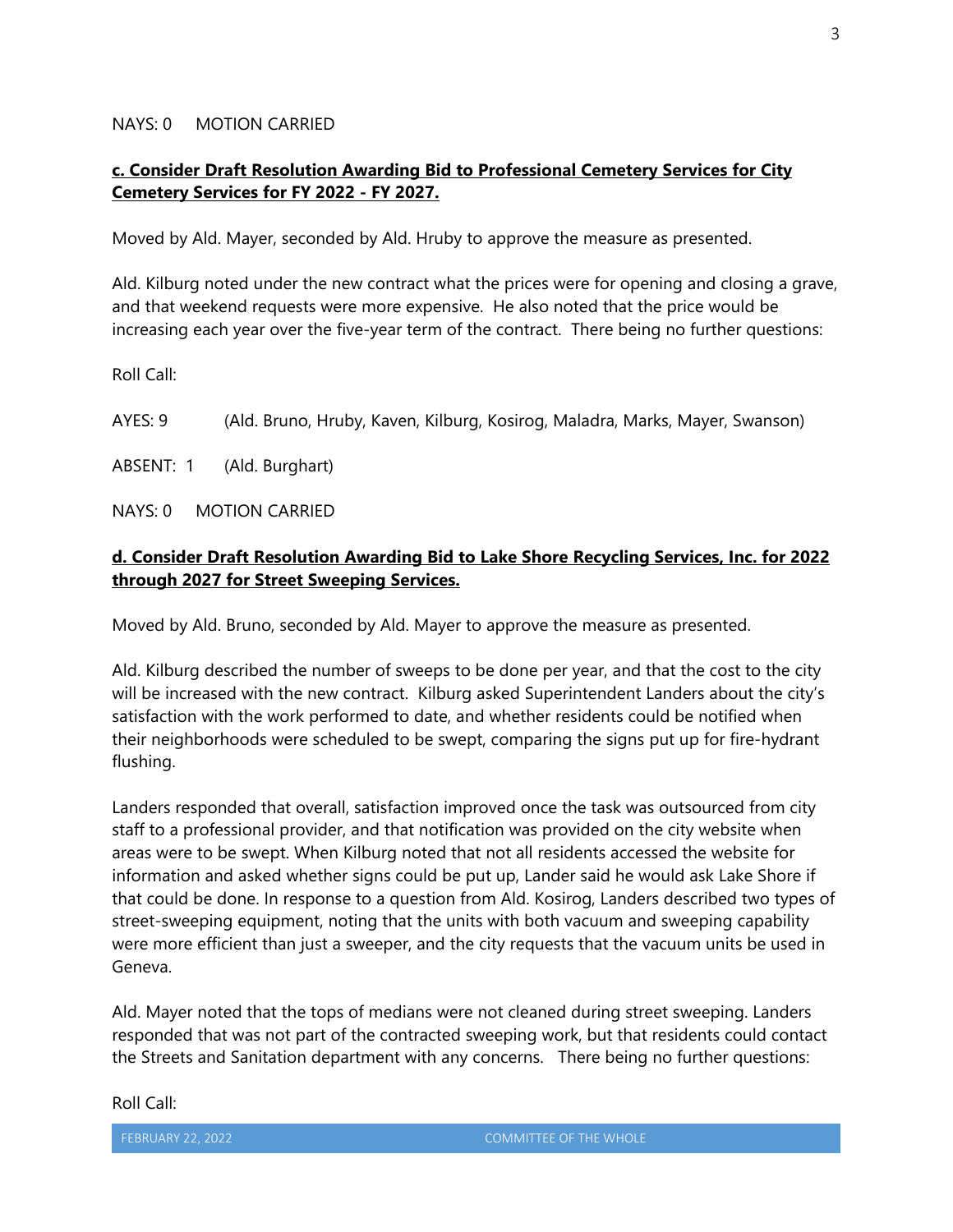NAYS: 0 MOTION CARRIED

**c. Consider Draft Resolution Awarding Bid to Professional Cemetery Services for City Cemetery Services for FY 2022 - FY 2027.**

Moved by Ald. Mayer, seconded by Ald. Hruby to approve the measure as presented.

Ald. Kilburg noted under the new contract what the prices were for opening and closing a grave, and that weekend requests were more expensive. He also noted that the price would be increasing each year over the five-year term of the contract. There being no further questions:

Roll Call:

AYES: 9 (Ald. Bruno, Hruby, Kaven, Kilburg, Kosirog, Maladra, Marks, Mayer, Swanson)

ABSENT: 1 (Ald. Burghart)

NAYS: 0 MOTION CARRIED

**d. Consider Draft Resolution Awarding Bid to Lake Shore Recycling Services, Inc. for 2022 through 2027 for Street Sweeping Services.**

Moved by Ald. Bruno, seconded by Ald. Mayer to approve the measure as presented.

Ald. Kilburg described the number of sweeps to be done per year, and that the cost to the city will be increased with the new contract. Kilburg asked Superintendent Landers about the city's satisfaction with the work performed to date, and whether residents could be notified when their neighborhoods were scheduled to be swept, comparing the signs put up for fire-hydrant flushing.

Landers responded that overall, satisfaction improved once the task was outsourced from city staff to a professional provider, and that notification was provided on the city website when areas were to be swept. When Kilburg noted that not all residents accessed the website for information and asked whether signs could be put up, Lander said he would ask Lake Shore if that could be done. In response to a question from Ald. Kosirog, Landers described two types of street-sweeping equipment, noting that the units with both vacuum and sweeping capability were more efficient than just a sweeper, and the city requests that the vacuum units be used in Geneva.

Ald. Mayer noted that the tops of medians were not cleaned during street sweeping. Landers responded that was not part of the contracted sweeping work, but that residents could contact the Streets and Sanitation department with any concerns. There being no further questions:

Roll Call: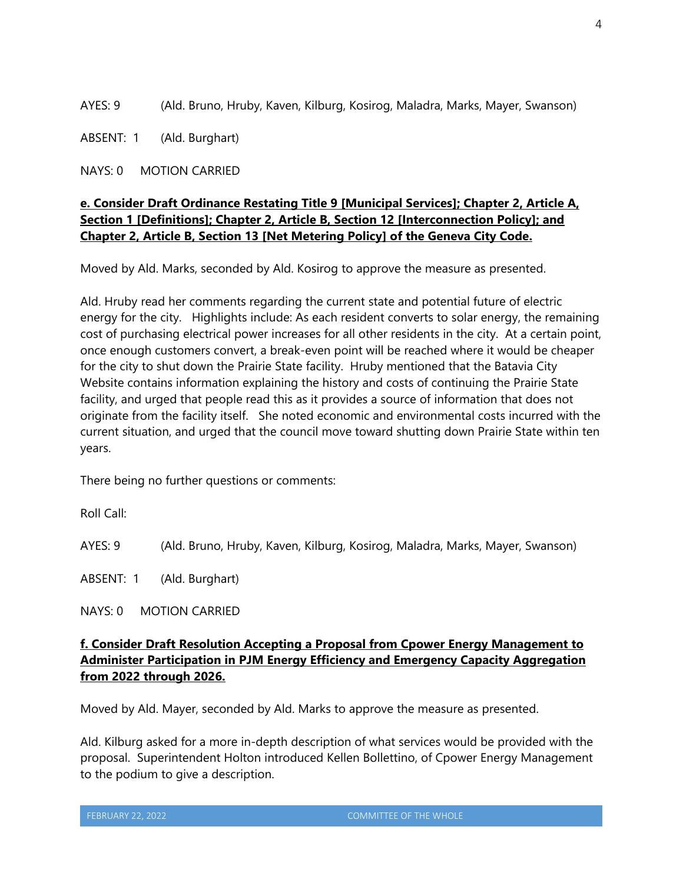AYES: 9 (Ald. Bruno, Hruby, Kaven, Kilburg, Kosirog, Maladra, Marks, Mayer, Swanson)

ABSENT: 1 (Ald. Burghart)

NAYS: 0 MOTION CARRIED

**e. Consider Draft Ordinance Restating Title 9 [Municipal Services]; Chapter 2, Article A, Section 1 [Definitions]; Chapter 2, Article B, Section 12 [Interconnection Policy]; and Chapter 2, Article B, Section 13 [Net Metering Policy] of the Geneva City Code.**

Moved by Ald. Marks, seconded by Ald. Kosirog to approve the measure as presented.

Ald. Hruby read her comments regarding the current state and potential future of electric energy for the city. Highlights include: As each resident converts to solar energy, the remaining cost of purchasing electrical power increases for all other residents in the city. At a certain point, once enough customers convert, a break-even point will be reached where it would be cheaper for the city to shut down the Prairie State facility. Hruby mentioned that the Batavia City Website contains information explaining the history and costs of continuing the Prairie State facility, and urged that people read this as it provides a source of information that does not originate from the facility itself. She noted economic and environmental costs incurred with the current situation, and urged that the council move toward shutting down Prairie State within ten years.

There being no further questions or comments:

Roll Call:

AYES: 9 (Ald. Bruno, Hruby, Kaven, Kilburg, Kosirog, Maladra, Marks, Mayer, Swanson)

ABSENT: 1 (Ald. Burghart)

NAYS: 0 MOTION CARRIED

**f. Consider Draft Resolution Accepting a Proposal from Cpower Energy Management to Administer Participation in PJM Energy Efficiency and Emergency Capacity Aggregation from 2022 through 2026.**

Moved by Ald. Mayer, seconded by Ald. Marks to approve the measure as presented.

Ald. Kilburg asked for a more in-depth description of what services would be provided with the proposal. Superintendent Holton introduced Kellen Bollettino, of Cpower Energy Management to the podium to give a description.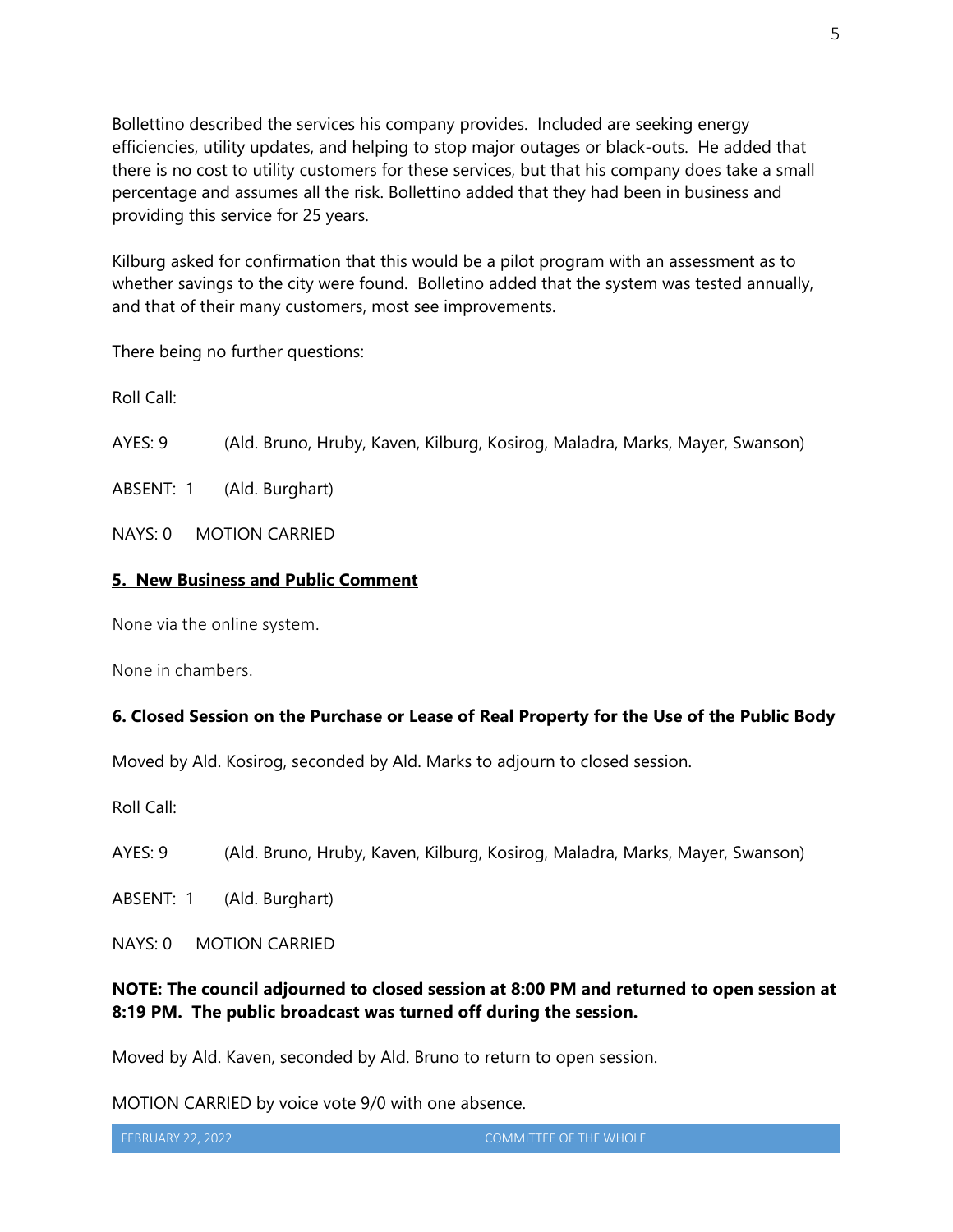Bollettino described the services his company provides. Included are seeking energy efficiencies, utility updates, and helping to stop major outages or black-outs. He added that there is no cost to utility customers for these services, but that his company does take a small percentage and assumes all the risk. Bollettino added that they had been in business and providing this service for 25 years.

Kilburg asked for confirmation that this would be a pilot program with an assessment as to whether savings to the city were found. Bolletino added that the system was tested annually, and that of their many customers, most see improvements.

There being no further questions:

Roll Call:

AYES: 9 (Ald. Bruno, Hruby, Kaven, Kilburg, Kosirog, Maladra, Marks, Mayer, Swanson)

ABSENT: 1 (Ald. Burghart)

NAYS: 0 MOTION CARRIED

**5. New Business and Public Comment**

None via the online system.

None in chambers.

**6. Closed Session on the Purchase or Lease of Real Property for the Use of the Public Body**

Moved by Ald. Kosirog, seconded by Ald. Marks to adjourn to closed session.

Roll Call:

AYES: 9 (Ald. Bruno, Hruby, Kaven, Kilburg, Kosirog, Maladra, Marks, Mayer, Swanson)

ABSENT: 1 (Ald. Burghart)

NAYS: 0 MOTION CARRIED

**NOTE: The council adjourned to closed session at 8:00 PM and returned to open session at 8:19 PM. The public broadcast was turned off during the session.**

Moved by Ald. Kaven, seconded by Ald. Bruno to return to open session.

MOTION CARRIED by voice vote 9/0 with one absence.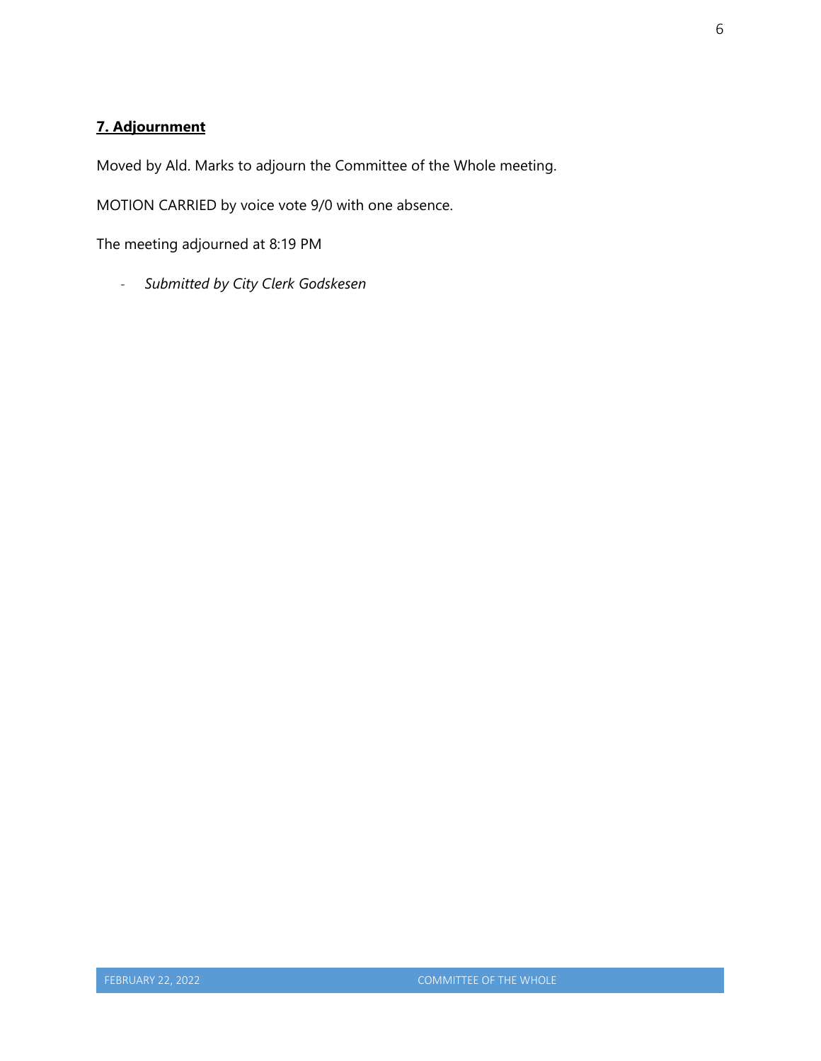**7. Adjournment**

Moved by Ald. Marks to adjourn the Committee of the Whole meeting.

MOTION CARRIED by voice vote 9/0 with one absence.

The meeting adjourned at 8:19 PM

- *Submitted by City Clerk Godskesen*